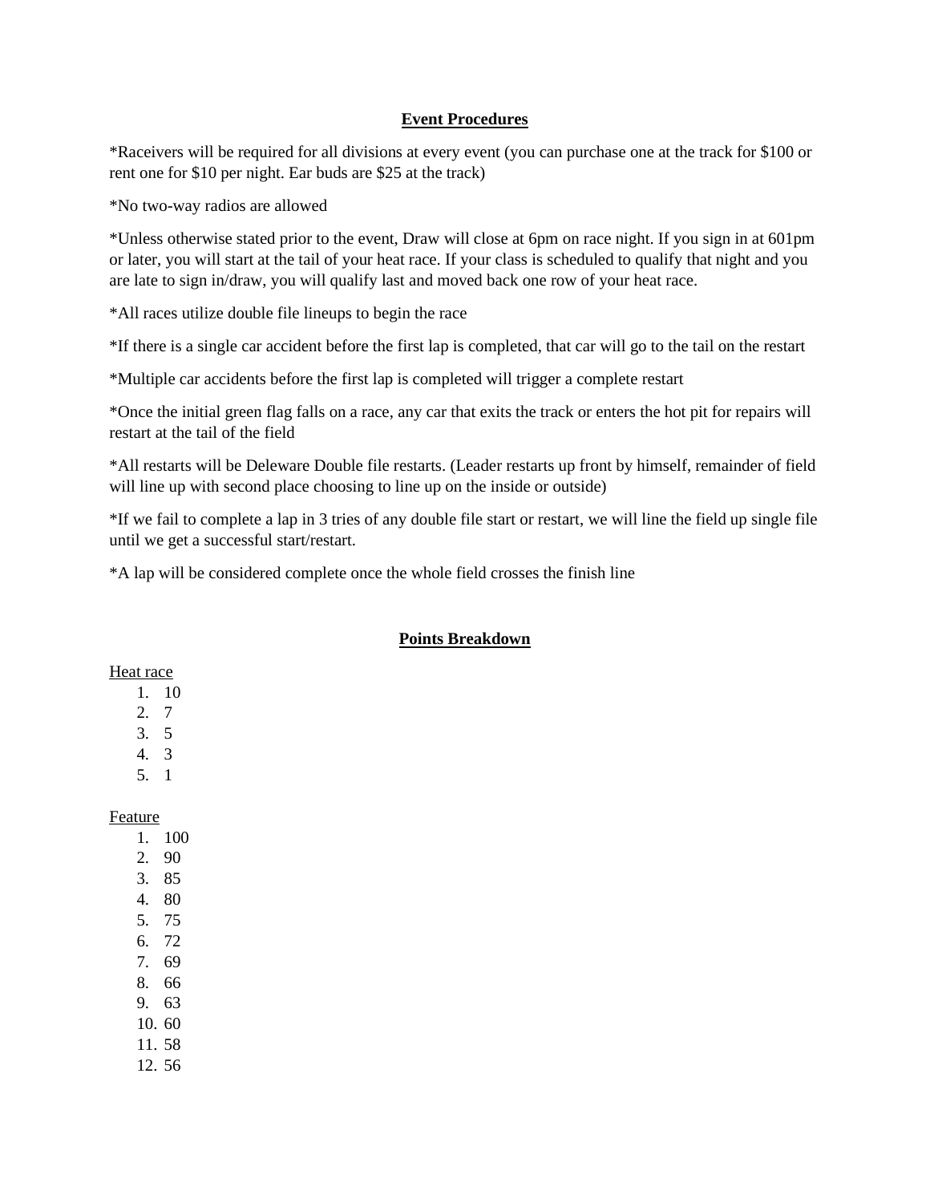## Event Procedures

*Raceivers will be required for all divisions at every event (you can purchase one at the track for $100 or rent one for $10 per night. Ear buds are $25 at the track)

*No two-way radios are allowed

*Unless otherwise stated prior to the event, Draw will close at 6pm on race night. If you sign in at 601pm or later, you will start at the tail of your heat race. If your class is scheduled to qualify that night and you are late to sign in/draw, you will qualify last and moved back one row of your heat race.

*All races utilize double file lineups to begin the race

*If there is a single car accident before the first lap is completed, that car will go to the tail on the restart

*Multiple car accidents before the first lap is completed will trigger a complete restart

*Once the initial green flag falls on a race, any car that exits the track or enters the hot pit for repairs will restart at the tail of the field

*All restarts will be Deleware Double file restarts. (Leader restarts up front by himself, remainder of field will line up with second place choosing to line up on the inside or outside)

*If we fail to complete a lap in 3 tries of any double file start or restart, we will line the field up single file until we get a successful start/restart.

*A lap will be considered complete once the whole field crosses the finish line

## Points Breakdown

Heat race

1. 10
2. 7
3. 5
4. 3
5. 1

Feature

1. 100
2. 90
3. 85
4. 80
5. 75
6. 72
7. 69
8. 66
9. 63
10. 60
11. 58
12. 56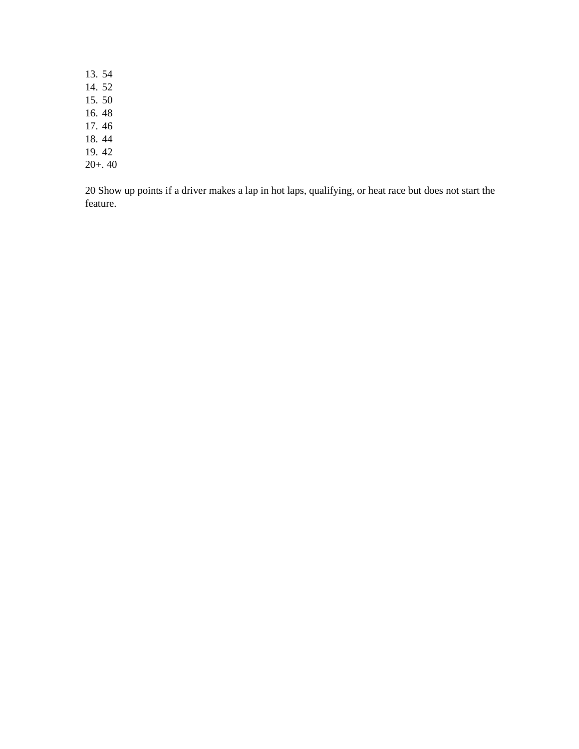13. 54
14. 52
15. 50
16. 48
17. 46
18. 44
19. 42
20+. 40

20 Show up points if a driver makes a lap in hot laps, qualifying, or heat race but does not start the feature.